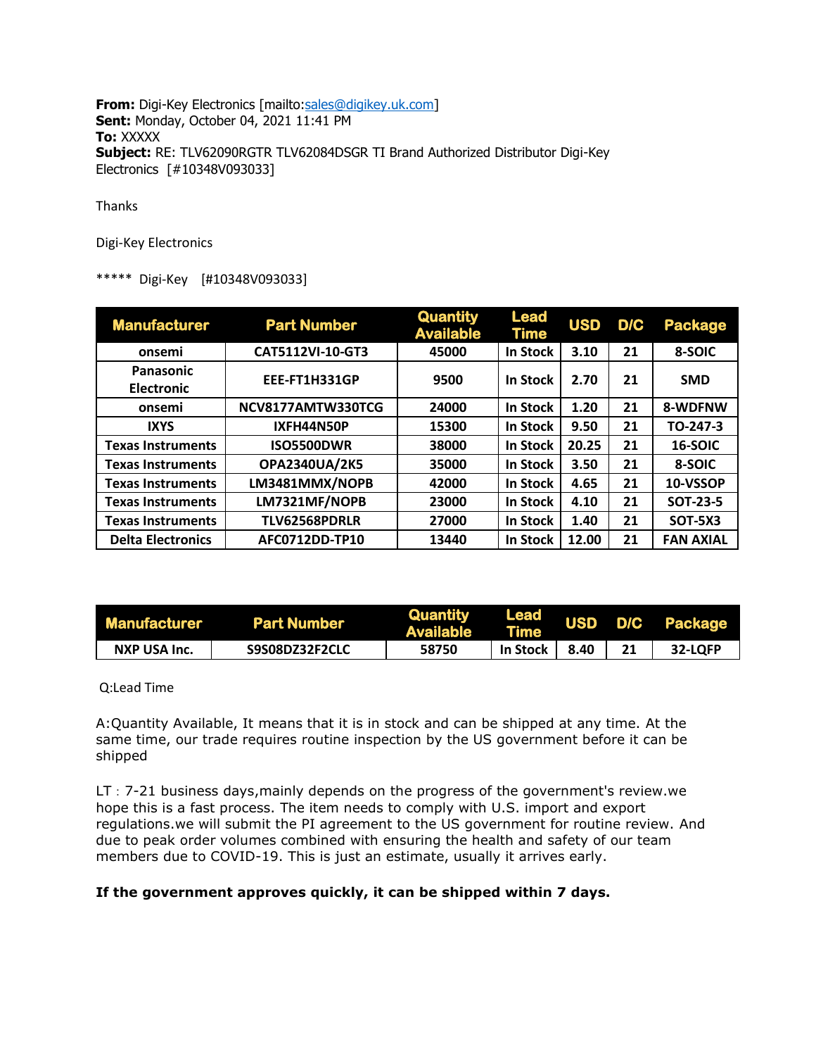**From:** Digi-Key Electronics [mailto:sales@digikey.uk.com]
**Sent:** Monday, October 04, 2021 11:41 PM
**To:** XXXXX
**Subject:** RE: TLV62090RGTR TLV62084DSGR TI Brand Authorized Distributor Digi-Key Electronics [#10348V093033]

Thanks

Digi-Key Electronics

***** Digi-Key [#10348V093033]

| Manufacturer | Part Number | Quantity Available | Lead Time | USD | D/C | Package |
|---|---|---|---|---|---|---|
| onsemi | CAT5112VI-10-GT3 | 45000 | In Stock | 3.10 | 21 | 8-SOIC |
| Panasonic Electronic | EEE-FT1H331GP | 9500 | In Stock | 2.70 | 21 | SMD |
| onsemi | NCV8177AMTW330TCG | 24000 | In Stock | 1.20 | 21 | 8-WDFNW |
| IXYS | IXFH44N50P | 15300 | In Stock | 9.50 | 21 | TO-247-3 |
| Texas Instruments | ISO5500DWR | 38000 | In Stock | 20.25 | 21 | 16-SOIC |
| Texas Instruments | OPA2340UA/2K5 | 35000 | In Stock | 3.50 | 21 | 8-SOIC |
| Texas Instruments | LM3481MMX/NOPB | 42000 | In Stock | 4.65 | 21 | 10-VSSOP |
| Texas Instruments | LM7321MF/NOPB | 23000 | In Stock | 4.10 | 21 | SOT-23-5 |
| Texas Instruments | TLV62568PDRLR | 27000 | In Stock | 1.40 | 21 | SOT-5X3 |
| Delta Electronics | AFC0712DD-TP10 | 13440 | In Stock | 12.00 | 21 | FAN AXIAL |

| Manufacturer | Part Number | Quantity Available | Lead Time | USD | D/C | Package |
|---|---|---|---|---|---|---|
| NXP USA Inc. | S9S08DZ32F2CLC | 58750 | In Stock | 8.40 | 21 | 32-LQFP |

Q:Lead Time

A:Quantity Available, It means that it is in stock and can be shipped at any time. At the same time, our trade requires routine inspection by the US government before it can be shipped

LT：7-21 business days,mainly depends on the progress of the government's review.we hope this is a fast process. The item needs to comply with U.S. import and export regulations.we will submit the PI agreement to the US government for routine review. And due to peak order volumes combined with ensuring the health and safety of our team members due to COVID-19. This is just an estimate, usually it arrives early.

**If the government approves quickly, it can be shipped within 7 days.**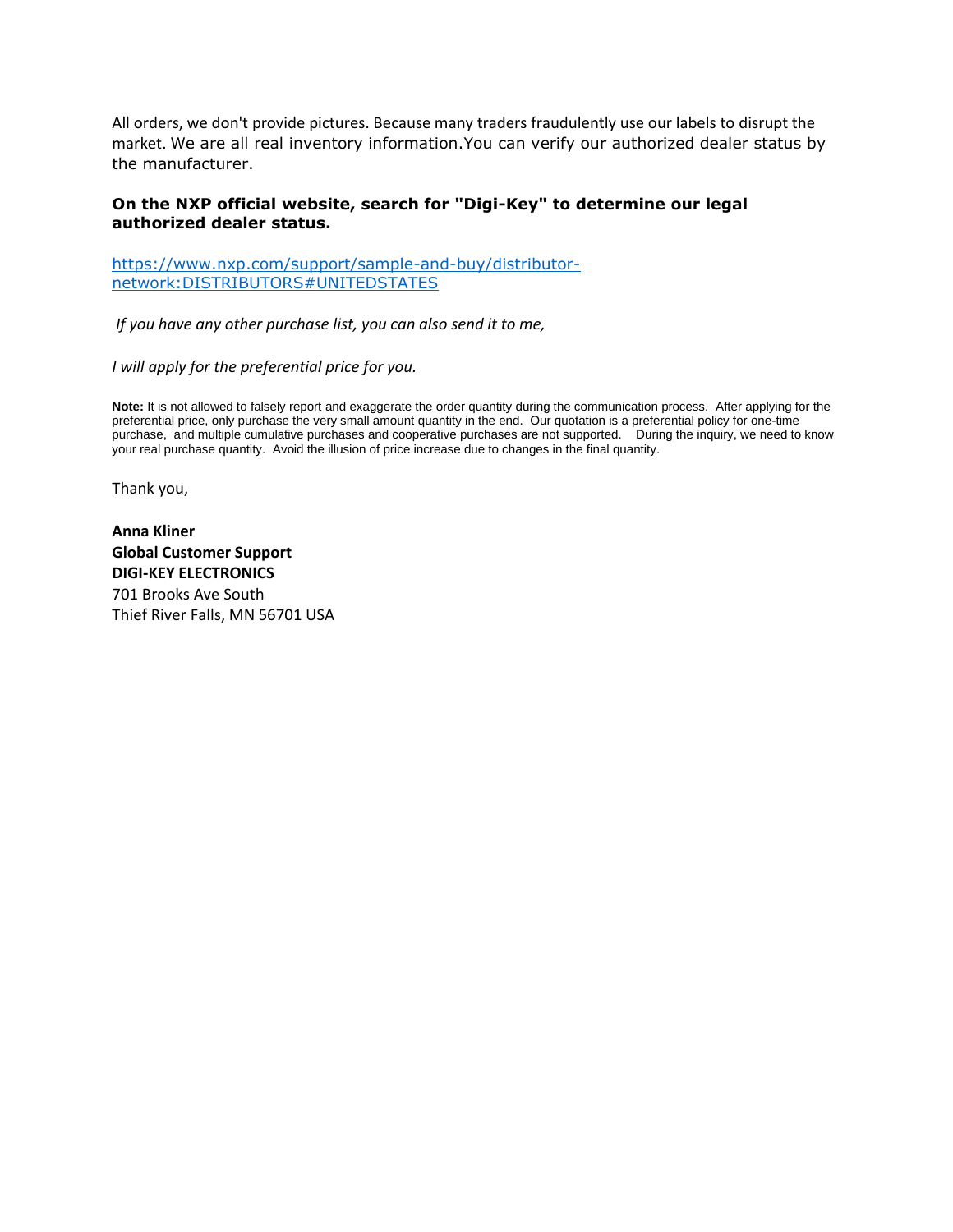All orders, we don't provide pictures. Because many traders fraudulently use our labels to disrupt the market. We are all real inventory information.You can verify our authorized dealer status by the manufacturer.

**On the NXP official website, search for "Digi-Key" to determine our legal authorized dealer status.**

[https://www.nxp.com/support/sample-and-buy/distributor-network:DISTRIBUTORS#UNITEDSTATES](https://www.nxp.com/support/sample-and-buy/distributor-network:DISTRIBUTORS#UNITEDSTATES)

*If you have any other purchase list, you can also send it to me,*

*I will apply for the preferential price for you.*

**Note:** It is not allowed to falsely report and exaggerate the order quantity during the communication process. After applying for the preferential price, only purchase the very small amount quantity in the end. Our quotation is a preferential policy for one-time purchase, and multiple cumulative purchases and cooperative purchases are not supported. During the inquiry, we need to know your real purchase quantity. Avoid the illusion of price increase due to changes in the final quantity.

Thank you,

**Anna Kliner**
**Global Customer Support**
**DIGI-KEY ELECTRONICS**
701 Brooks Ave South
Thief River Falls, MN 56701 USA